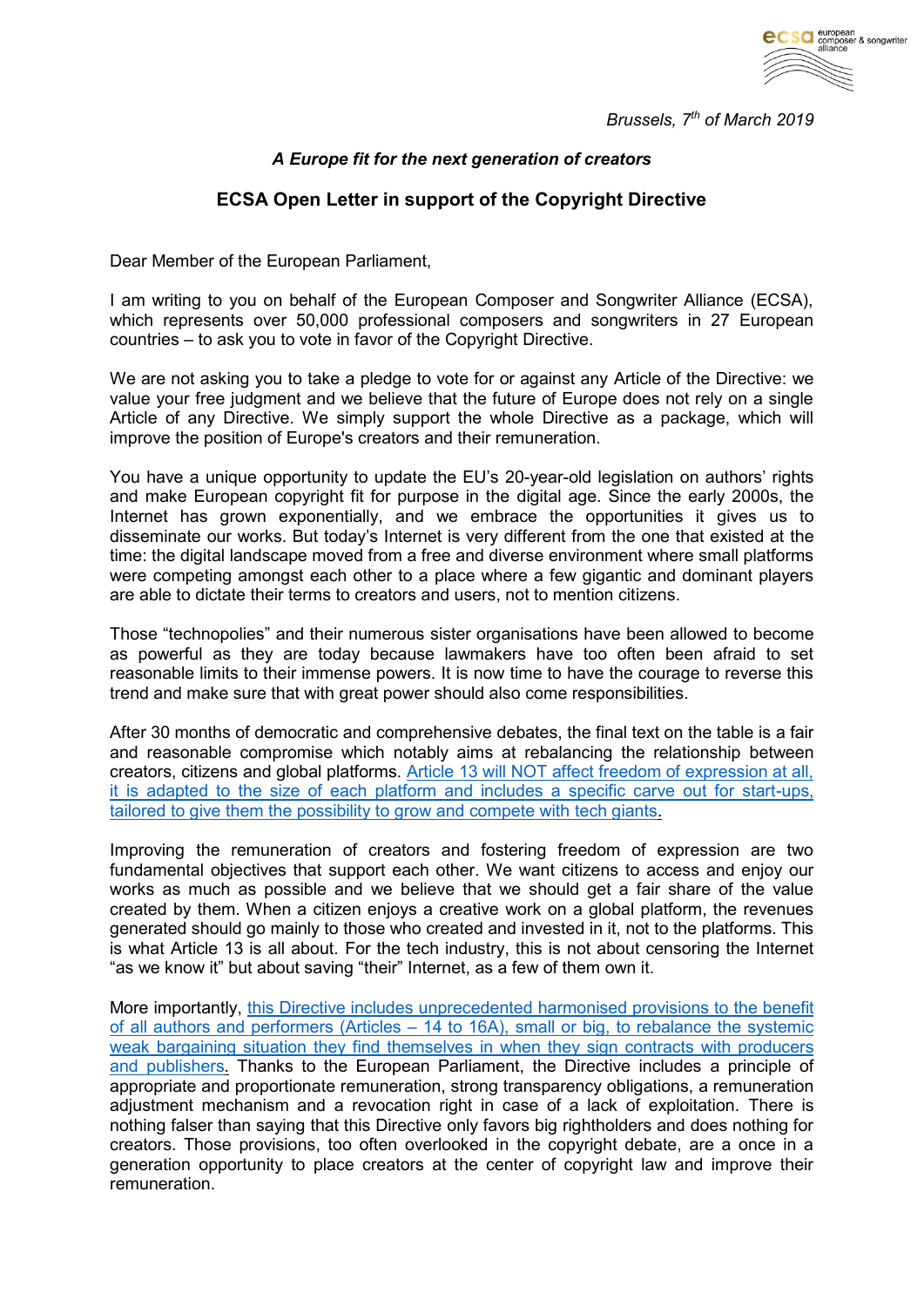*Brussels, 7th of March 2019*

***A Europe fit for the next generation of creators***

## ECSA Open Letter in support of the Copyright Directive

Dear Member of the European Parliament,

I am writing to you on behalf of the European Composer and Songwriter Alliance (ECSA), which represents over 50,000 professional composers and songwriters in 27 European countries – to ask you to vote in favor of the Copyright Directive.

We are not asking you to take a pledge to vote for or against any Article of the Directive: we value your free judgment and we believe that the future of Europe does not rely on a single Article of any Directive. We simply support the whole Directive as a package, which will improve the position of Europe's creators and their remuneration.

You have a unique opportunity to update the EU's 20-year-old legislation on authors' rights and make European copyright fit for purpose in the digital age. Since the early 2000s, the Internet has grown exponentially, and we embrace the opportunities it gives us to disseminate our works. But today's Internet is very different from the one that existed at the time: the digital landscape moved from a free and diverse environment where small platforms were competing amongst each other to a place where a few gigantic and dominant players are able to dictate their terms to creators and users, not to mention citizens.

Those "technopolies" and their numerous sister organisations have been allowed to become as powerful as they are today because lawmakers have too often been afraid to set reasonable limits to their immense powers. It is now time to have the courage to reverse this trend and make sure that with great power should also come responsibilities.

After 30 months of democratic and comprehensive debates, the final text on the table is a fair and reasonable compromise which notably aims at rebalancing the relationship between creators, citizens and global platforms. Article 13 will NOT affect freedom of expression at all, it is adapted to the size of each platform and includes a specific carve out for start-ups, tailored to give them the possibility to grow and compete with tech giants.

Improving the remuneration of creators and fostering freedom of expression are two fundamental objectives that support each other. We want citizens to access and enjoy our works as much as possible and we believe that we should get a fair share of the value created by them. When a citizen enjoys a creative work on a global platform, the revenues generated should go mainly to those who created and invested in it, not to the platforms. This is what Article 13 is all about. For the tech industry, this is not about censoring the Internet "as we know it" but about saving "their" Internet, as a few of them own it.

More importantly, this Directive includes unprecedented harmonised provisions to the benefit of all authors and performers (Articles – 14 to 16A), small or big, to rebalance the systemic weak bargaining situation they find themselves in when they sign contracts with producers and publishers. Thanks to the European Parliament, the Directive includes a principle of appropriate and proportionate remuneration, strong transparency obligations, a remuneration adjustment mechanism and a revocation right in case of a lack of exploitation. There is nothing falser than saying that this Directive only favors big rightholders and does nothing for creators. Those provisions, too often overlooked in the copyright debate, are a once in a generation opportunity to place creators at the center of copyright law and improve their remuneration.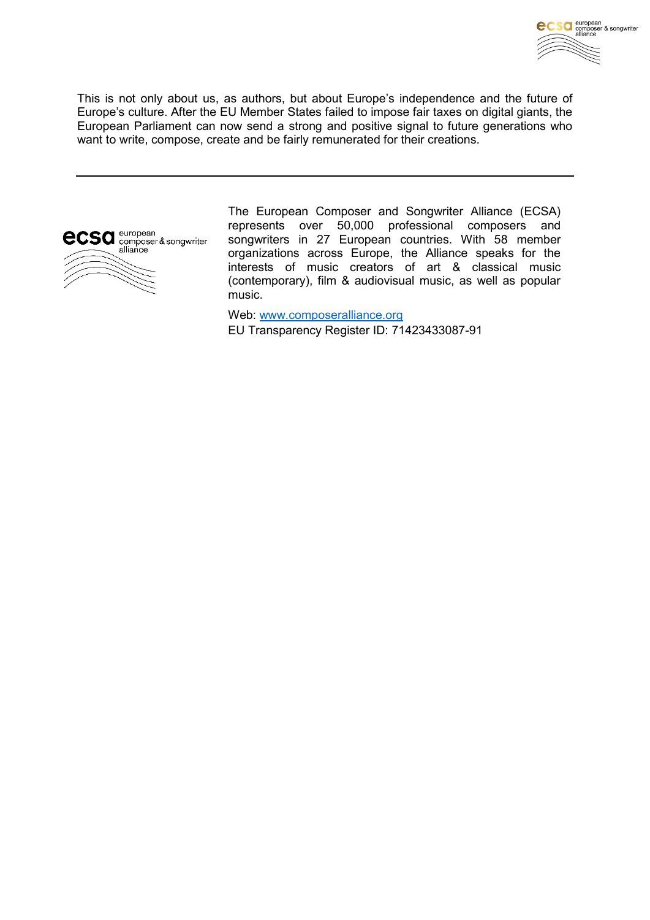This is not only about us, as authors, but about Europe's independence and the future of Europe's culture. After the EU Member States failed to impose fair taxes on digital giants, the European Parliament can now send a strong and positive signal to future generations who want to write, compose, create and be fairly remunerated for their creations.

---

ecsa european composer & songwriter alliance

The European Composer and Songwriter Alliance (ECSA) represents over 50,000 professional composers and songwriters in 27 European countries. With 58 member organizations across Europe, the Alliance speaks for the interests of music creators of art & classical music (contemporary), film & audiovisual music, as well as popular music.

Web: [www.composeralliance.org](http://www.composeralliance.org)
EU Transparency Register ID: 71423433087-91